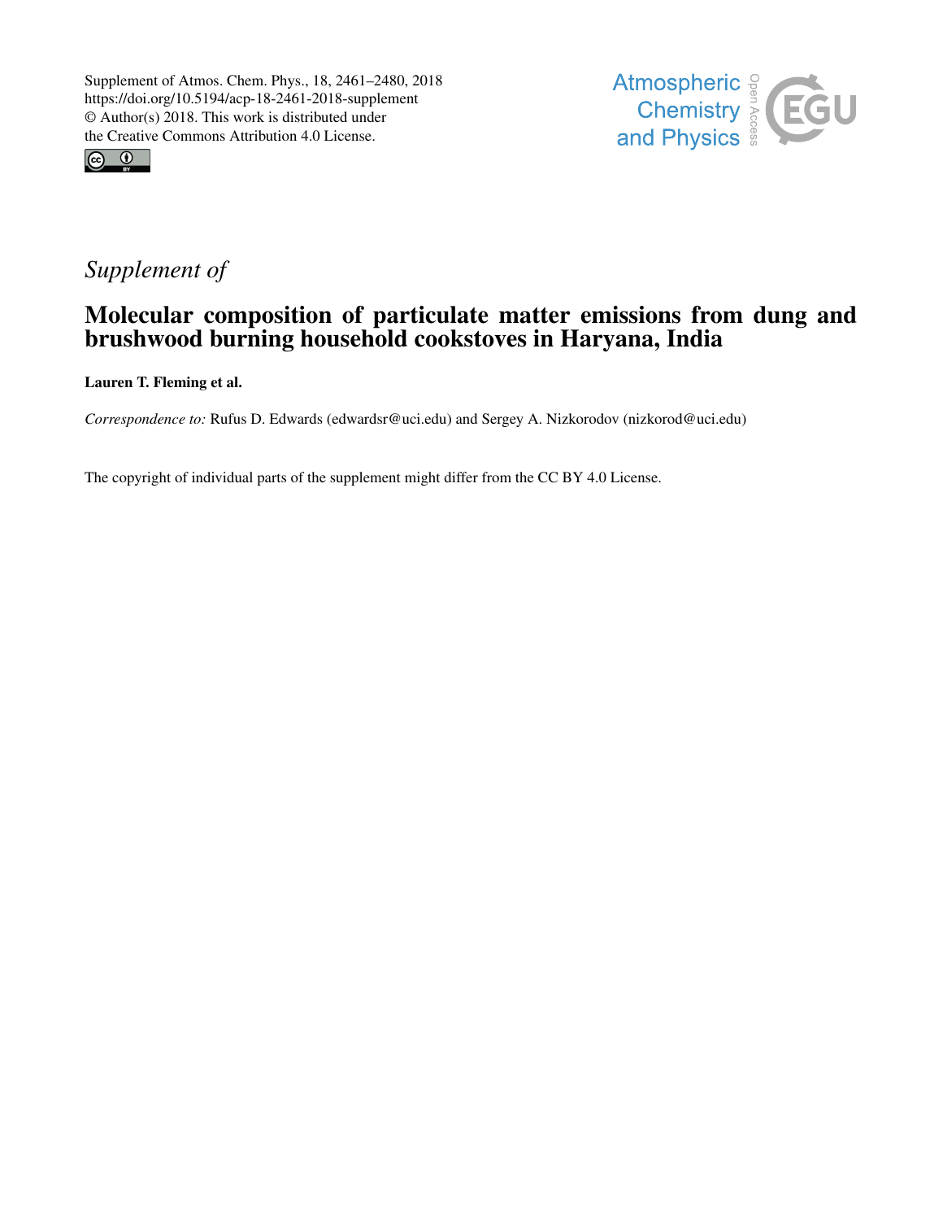Supplement of Atmos. Chem. Phys., 18, 2461–2480, 2018
https://doi.org/10.5194/acp-18-2461-2018-supplement
© Author(s) 2018. This work is distributed under
the Creative Commons Attribution 4.0 License.

Atmospheric Chemistry and Physics

*Supplement of*

# Molecular composition of particulate matter emissions from dung and brushwood burning household cookstoves in Haryana, India

**Lauren T. Fleming et al.**

*Correspondence to:* Rufus D. Edwards (edwardsr@uci.edu) and Sergey A. Nizkorodov (nizkorod@uci.edu)

The copyright of individual parts of the supplement might differ from the CC BY 4.0 License.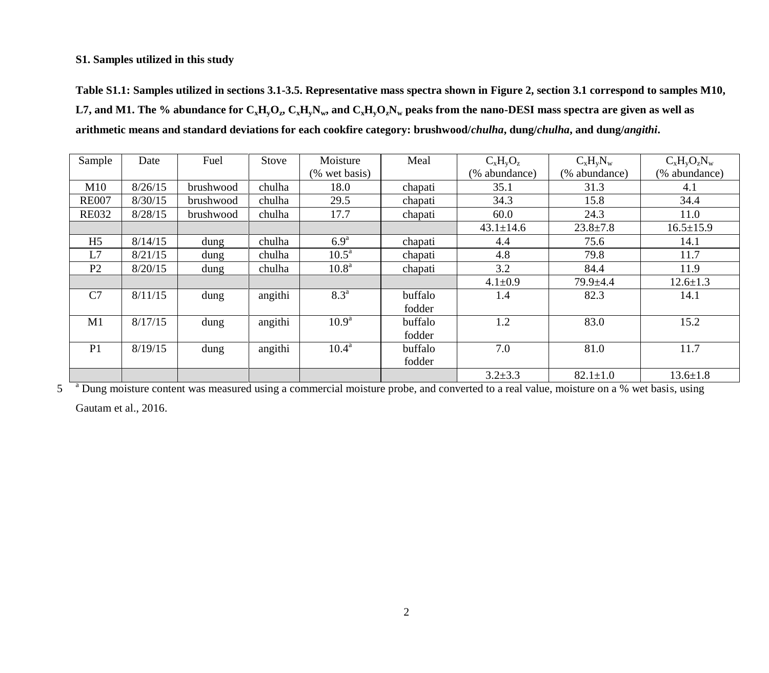**S1. Samples utilized in this study**

**Table S1.1: Samples utilized in sections 3.1-3.5. Representative mass spectra shown in Figure 2, section 3.1 correspond to samples M10, L7, and M1. The % abundance for $C_xH_yO_z$, $C_xH_yN_w$, and $C_xH_yO_zN_w$ peaks from the nano-DESI mass spectra are given as well as arithmetic means and standard deviations for each cookfire category: brushwood/*chulha*, dung/*chulha*, and dung/*angithi*.**

| Sample | Date | Fuel | Stove | Moisture (% wet basis) | Meal | $C_xH_yO_z$ (% abundance) | $C_xH_yN_w$ (% abundance) | $C_xH_yO_zN_w$ (% abundance) |
|---|---|---|---|---|---|---|---|---|
| M10 | 8/26/15 | brushwood | chulha | 18.0 | chapati | 35.1 | 31.3 | 4.1 |
| RE007 | 8/30/15 | brushwood | chulha | 29.5 | chapati | 34.3 | 15.8 | 34.4 |
| RE032 | 8/28/15 | brushwood | chulha | 17.7 | chapati | 60.0 | 24.3 | 11.0 |
| | | | | | | 43.1±14.6 | 23.8±7.8 | 16.5±15.9 |
| H5 | 8/14/15 | dung | chulha | 6.9[a] | chapati | 4.4 | 75.6 | 14.1 |
| L7 | 8/21/15 | dung | chulha | 10.5[a] | chapati | 4.8 | 79.8 | 11.7 |
| P2 | 8/20/15 | dung | chulha | 10.8[a] | chapati | 3.2 | 84.4 | 11.9 |
| | | | | | | 4.1±0.9 | 79.9±4.4 | 12.6±1.3 |
| C7 | 8/11/15 | dung | angithi | 8.3[a] | buffalo fodder | 1.4 | 82.3 | 14.1 |
| M1 | 8/17/15 | dung | angithi | 10.9[a] | buffalo fodder | 1.2 | 83.0 | 15.2 |
| P1 | 8/19/15 | dung | angithi | 10.4[a] | buffalo fodder | 7.0 | 81.0 | 11.7 |
| | | | | | | 3.2±3.3 | 82.1±1.0 | 13.6±1.8 |

[a] Dung moisture content was measured using a commercial moisture probe, and converted to a real value, moisture on a % wet basis, using Gautam et al., 2016.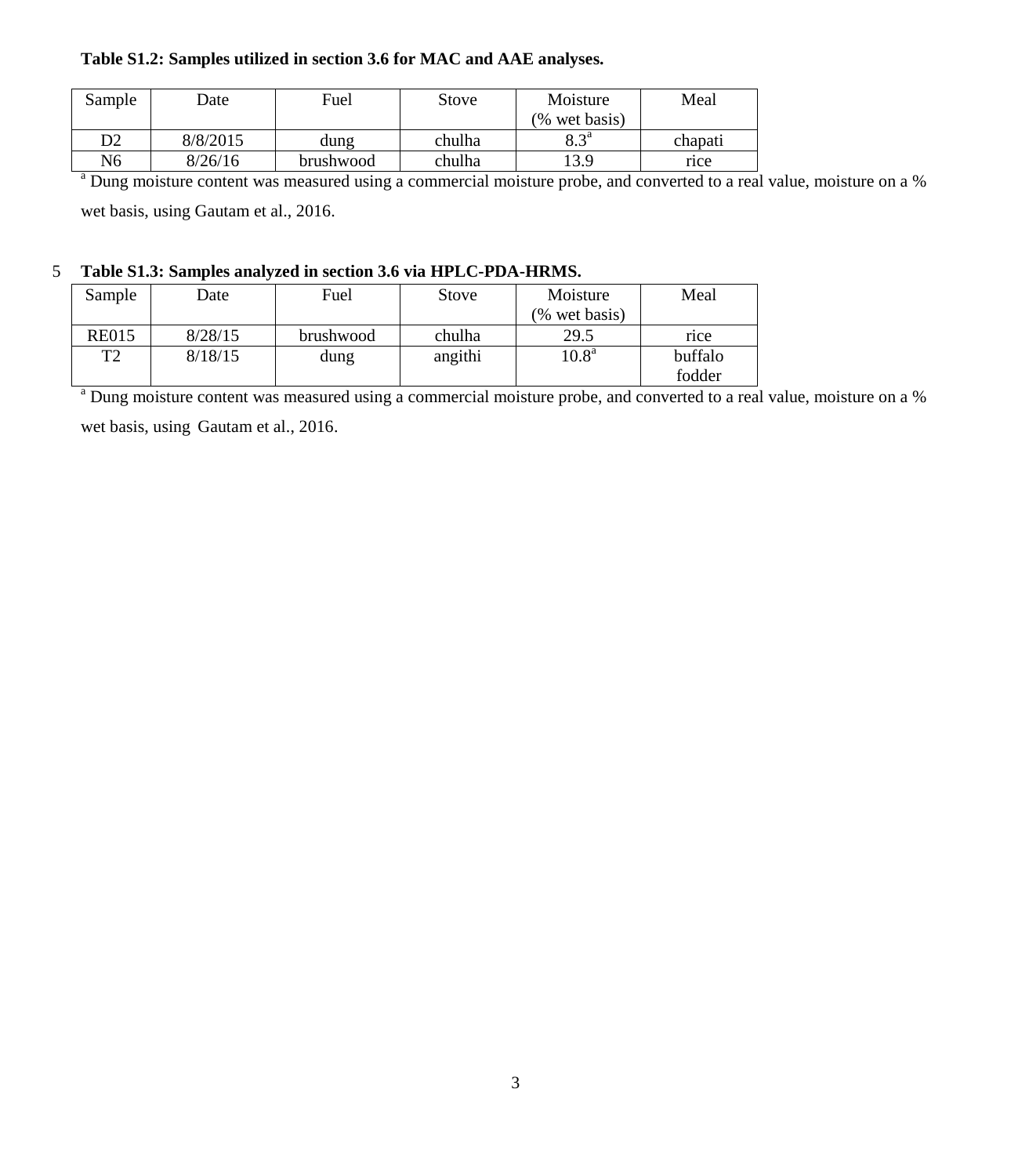**Table S1.2: Samples utilized in section 3.6 for MAC and AAE analyses.**

| Sample | Date | Fuel | Stove | Moisture (% wet basis) | Meal |
|---|---|---|---|---|---|
| D2 | 8/8/2015 | dung | chulha | 8.3[a] | chapati |
| N6 | 8/26/16 | brushwood | chulha | 13.9 | rice |

[a] Dung moisture content was measured using a commercial moisture probe, and converted to a real value, moisture on a % wet basis, using Gautam et al., 2016.

**Table S1.3: Samples analyzed in section 3.6 via HPLC-PDA-HRMS.**

| Sample | Date | Fuel | Stove | Moisture (% wet basis) | Meal |
|---|---|---|---|---|---|
| RE015 | 8/28/15 | brushwood | chulha | 29.5 | rice |
| T2 | 8/18/15 | dung | angithi | 10.8[a] | buffalo fodder |

[a] Dung moisture content was measured using a commercial moisture probe, and converted to a real value, moisture on a % wet basis, using Gautam et al., 2016.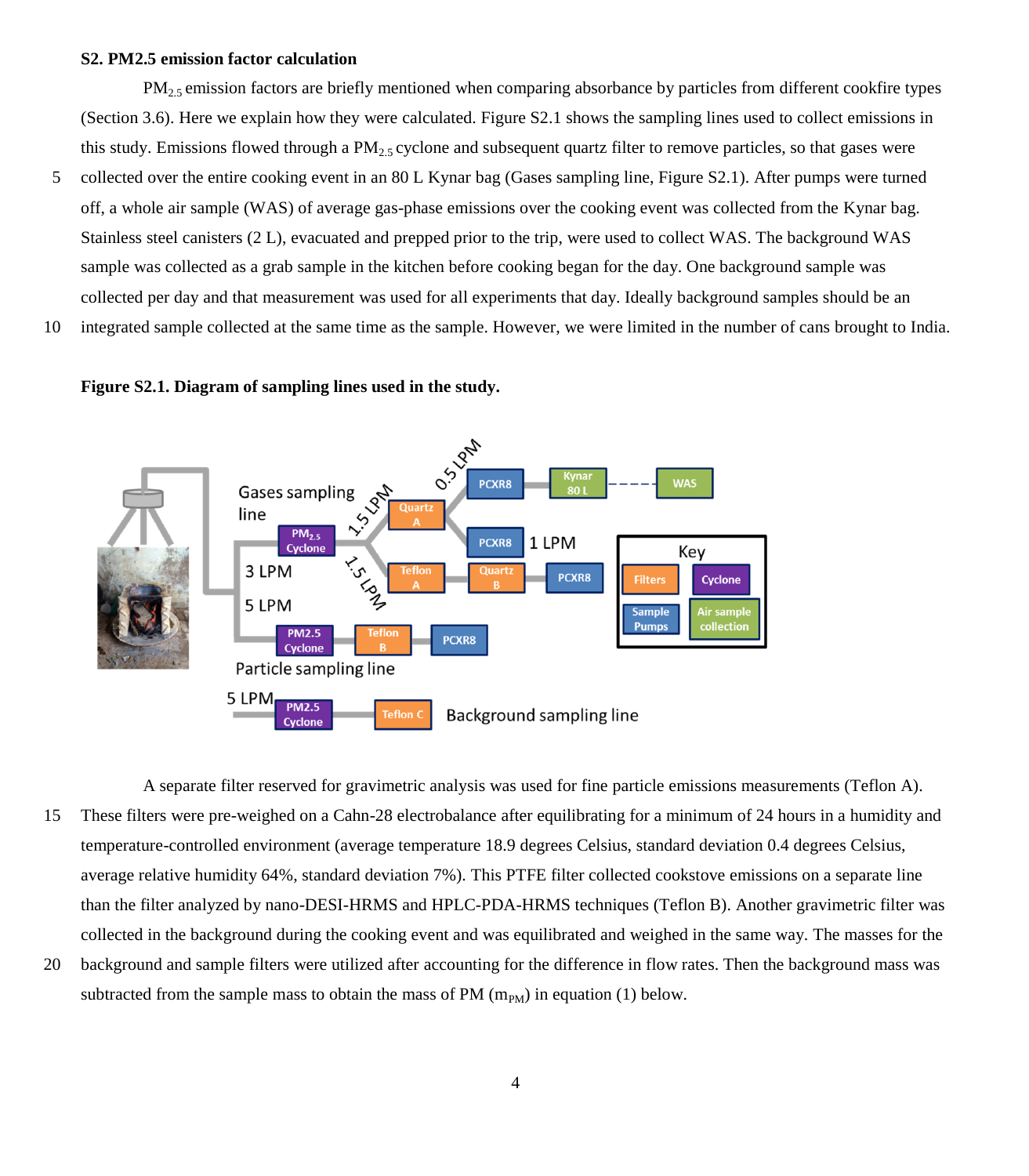**S2. PM2.5 emission factor calculation**

$PM_{2.5}$ emission factors are briefly mentioned when comparing absorbance by particles from different cookfire types (Section 3.6). Here we explain how they were calculated. Figure S2.1 shows the sampling lines used to collect emissions in this study. Emissions flowed through a $PM_{2.5}$ cyclone and subsequent quartz filter to remove particles, so that gases were collected over the entire cooking event in an 80 L Kynar bag (Gases sampling line, Figure S2.1). After pumps were turned off, a whole air sample (WAS) of average gas-phase emissions over the cooking event was collected from the Kynar bag. Stainless steel canisters (2 L), evacuated and prepped prior to the trip, were used to collect WAS. The background WAS sample was collected as a grab sample in the kitchen before cooking began for the day. One background sample was collected per day and that measurement was used for all experiments that day. Ideally background samples should be an integrated sample collected at the same time as the sample. However, we were limited in the number of cans brought to India.

**Figure S2.1. Diagram of sampling lines used in the study.**

A separate filter reserved for gravimetric analysis was used for fine particle emissions measurements (Teflon A). These filters were pre-weighed on a Cahn-28 electrobalance after equilibrating for a minimum of 24 hours in a humidity and temperature-controlled environment (average temperature 18.9 degrees Celsius, standard deviation 0.4 degrees Celsius, average relative humidity 64%, standard deviation 7%). This PTFE filter collected cookstove emissions on a separate line than the filter analyzed by nano-DESI-HRMS and HPLC-PDA-HRMS techniques (Teflon B). Another gravimetric filter was collected in the background during the cooking event and was equilibrated and weighed in the same way. The masses for the background and sample filters were utilized after accounting for the difference in flow rates. Then the background mass was subtracted from the sample mass to obtain the mass of PM ($m_{PM}$) in equation (1) below.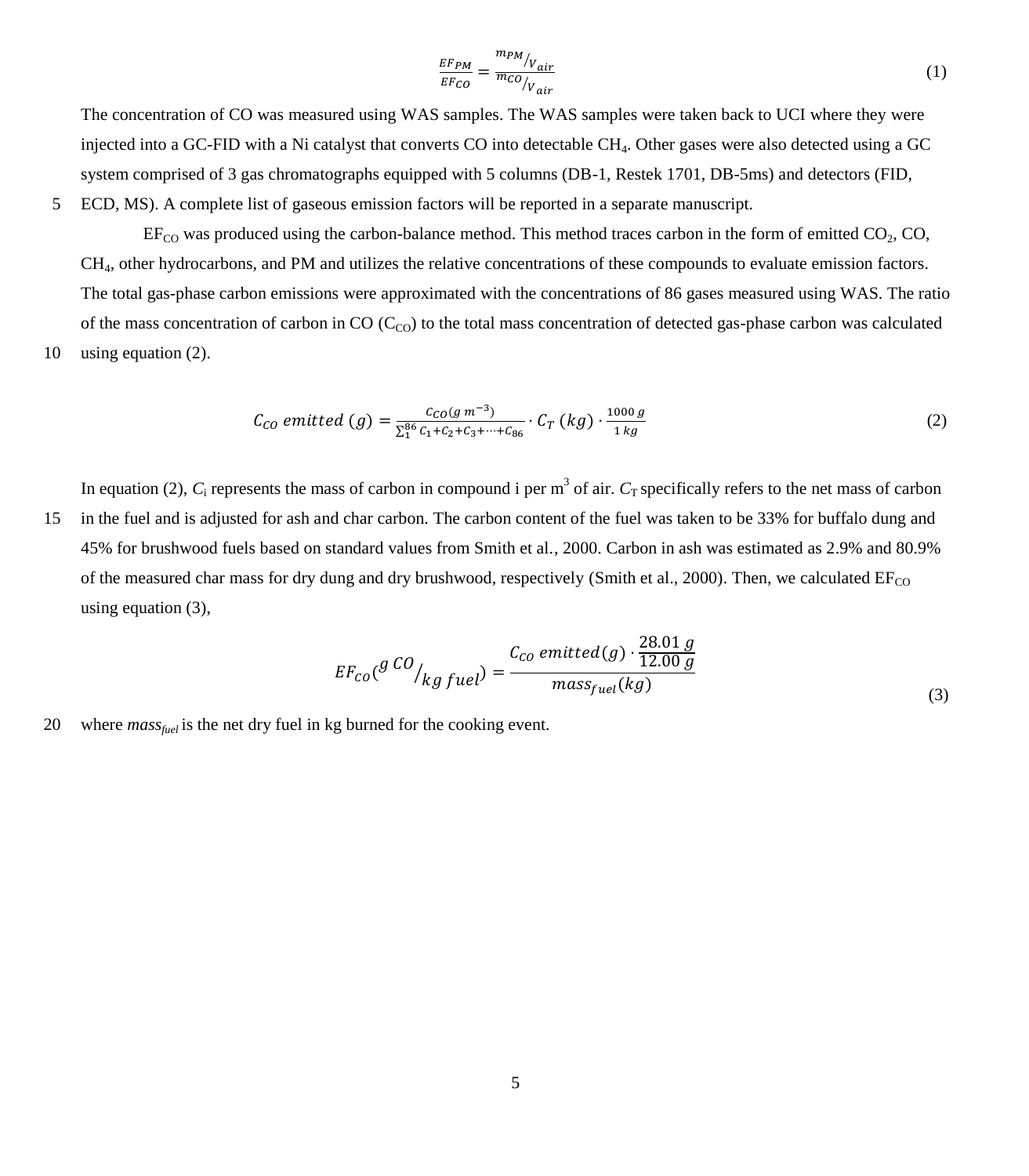$$\frac{EF_{PM}}{EF_{CO}} = \frac{m_{PM}/V_{air}}{m_{CO}/V_{air}} \tag{1}$$

The concentration of CO was measured using WAS samples. The WAS samples were taken back to UCI where they were injected into a GC-FID with a Ni catalyst that converts CO into detectable $CH_4$. Other gases were also detected using a GC system comprised of 3 gas chromatographs equipped with 5 columns (DB-1, Restek 1701, DB-5ms) and detectors (FID, ECD, MS). A complete list of gaseous emission factors will be reported in a separate manuscript.

$EF_{CO}$ was produced using the carbon-balance method. This method traces carbon in the form of emitted $CO_2$, CO, $CH_4$, other hydrocarbons, and PM and utilizes the relative concentrations of these compounds to evaluate emission factors. The total gas-phase carbon emissions were approximated with the concentrations of 86 gases measured using WAS. The ratio of the mass concentration of carbon in CO ($C_{CO}$) to the total mass concentration of detected gas-phase carbon was calculated using equation (2).

$$C_{CO}\ emitted\ (g) = \frac{C_{CO}(g\ m^{-3})}{\sum_1^{86} C_1 + C_2 + C_3 + \cdots + C_{86}} \cdot C_T\ (kg) \cdot \frac{1000\ g}{1\ kg} \tag{2}$$

In equation (2), $C_i$ represents the mass of carbon in compound i per $m^3$ of air. $C_T$ specifically refers to the net mass of carbon in the fuel and is adjusted for ash and char carbon. The carbon content of the fuel was taken to be 33% for buffalo dung and 45% for brushwood fuels based on standard values from Smith et al., 2000. Carbon in ash was estimated as 2.9% and 80.9% of the measured char mass for dry dung and dry brushwood, respectively (Smith et al., 2000). Then, we calculated $EF_{CO}$ using equation (3),

$$EF_{CO}(g\ CO/_{kg\ fuel}) = \frac{C_{CO}\ emitted(g) \cdot \frac{28.01\ g}{12.00\ g}}{mass_{fuel}(kg)} \tag{3}$$

where $mass_{fuel}$ is the net dry fuel in kg burned for the cooking event.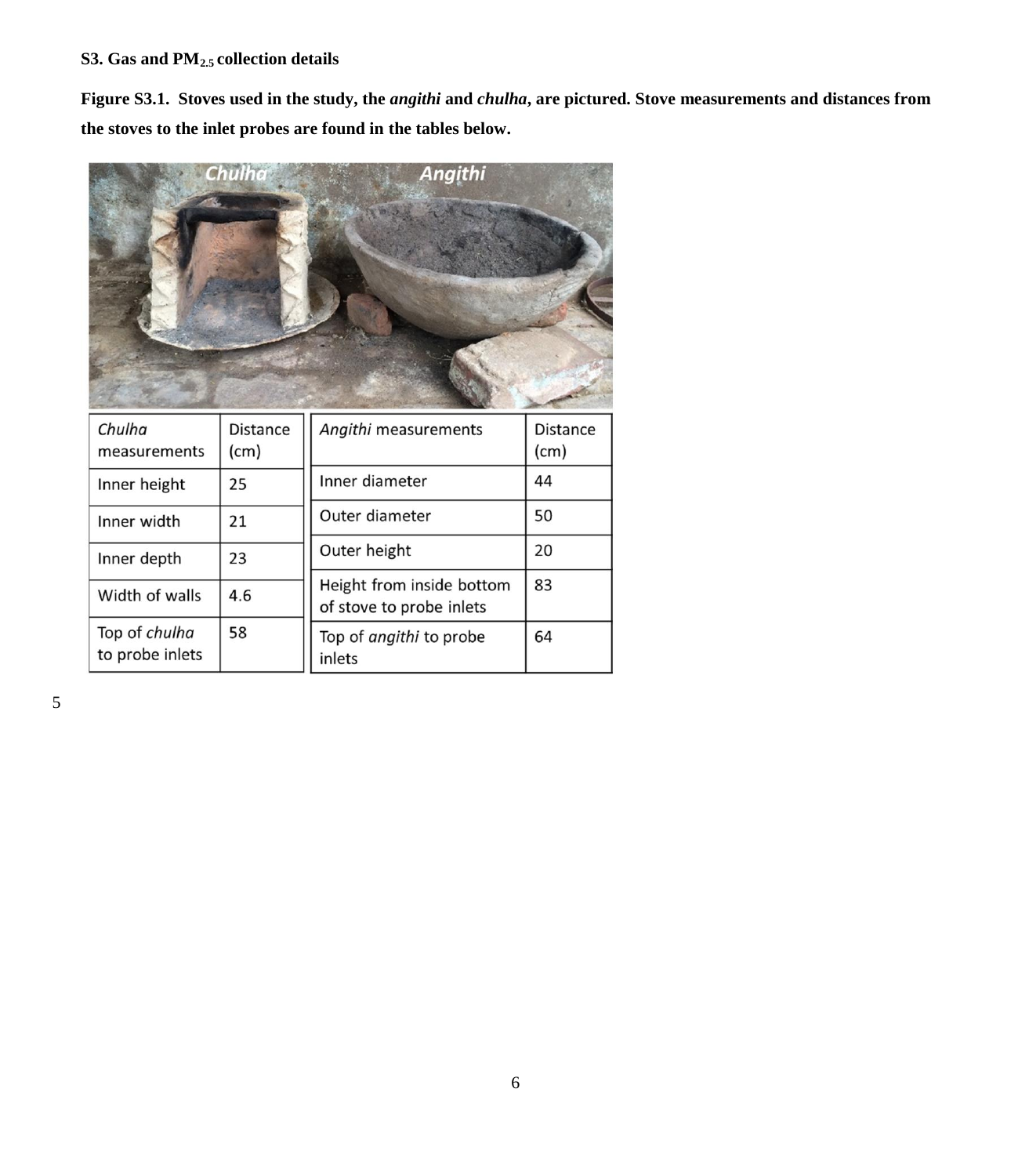**S3. Gas and $PM_{2.5}$ collection details**

**Figure S3.1. Stoves used in the study, the *angithi* and *chulha*, are pictured. Stove measurements and distances from the stoves to the inlet probes are found in the tables below.**

| *Chulha* measurements | Distance (cm) |
|---|---|
| Inner height | 25 |
| Inner width | 21 |
| Inner depth | 23 |
| Width of walls | 4.6 |
| Top of *chulha* to probe inlets | 58 |

| *Angithi* measurements | Distance (cm) |
|---|---|
| Inner diameter | 44 |
| Outer diameter | 50 |
| Outer height | 20 |
| Height from inside bottom of stove to probe inlets | 83 |
| Top of *angithi* to probe inlets | 64 |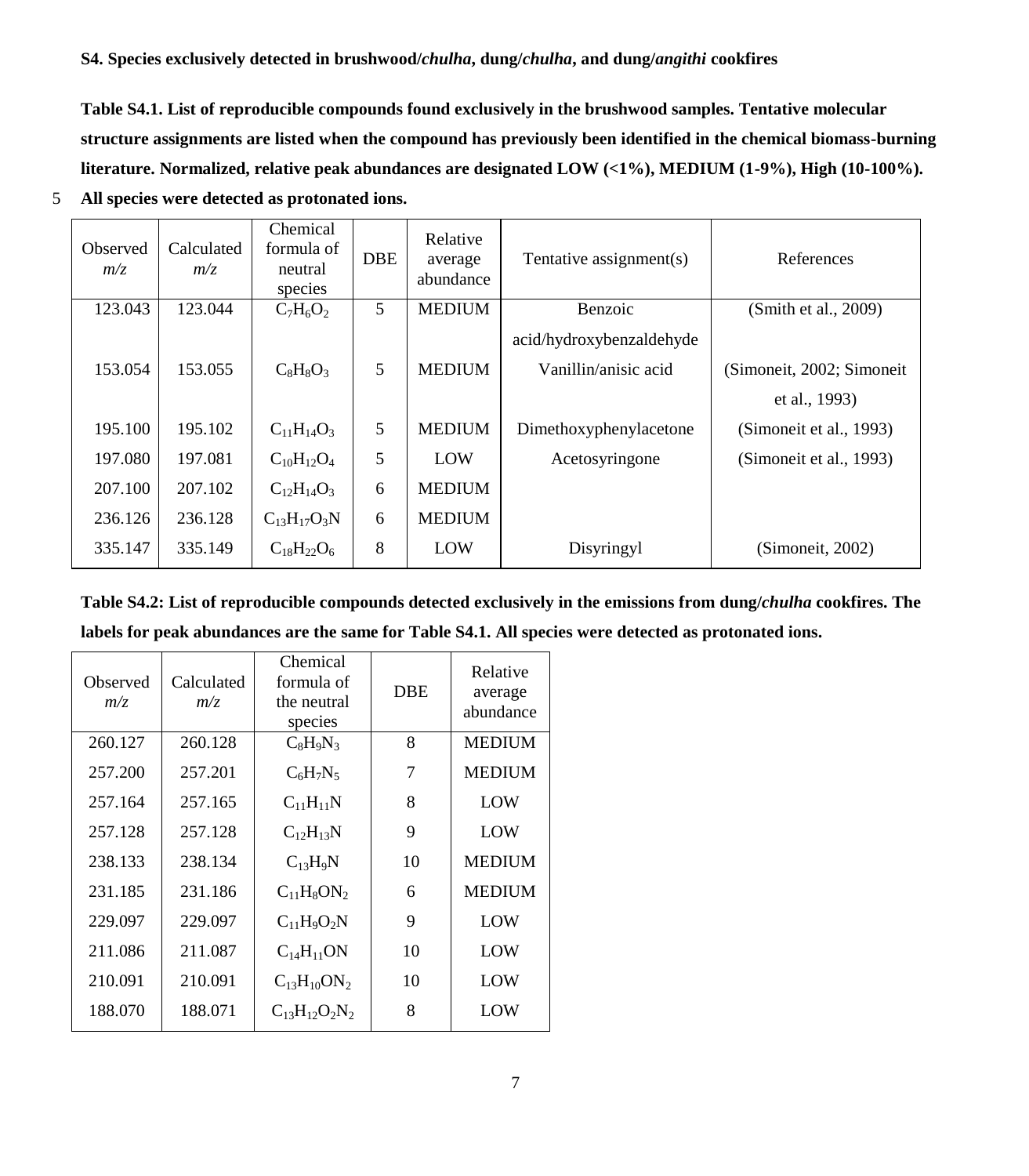**S4. Species exclusively detected in brushwood/*chulha*, dung/*chulha*, and dung/*angithi* cookfires**

**Table S4.1. List of reproducible compounds found exclusively in the brushwood samples. Tentative molecular structure assignments are listed when the compound has previously been identified in the chemical biomass-burning literature. Normalized, relative peak abundances are designated LOW (<1%), MEDIUM (1-9%), High (10-100%). All species were detected as protonated ions.**

| Observed *m/z* | Calculated *m/z* | Chemical formula of neutral species | DBE | Relative average abundance | Tentative assignment(s) | References |
|---|---|---|---|---|---|---|
| 123.043 | 123.044 | $C_7H_6O_2$ | 5 | MEDIUM | Benzoic acid/hydroxybenzaldehyde | (Smith et al., 2009) |
| 153.054 | 153.055 | $C_8H_8O_3$ | 5 | MEDIUM | Vanillin/anisic acid | (Simoneit, 2002; Simoneit et al., 1993) |
| 195.100 | 195.102 | $C_{11}H_{14}O_3$ | 5 | MEDIUM | Dimethoxyphenylacetone | (Simoneit et al., 1993) |
| 197.080 | 197.081 | $C_{10}H_{12}O_4$ | 5 | LOW | Acetosyringone | (Simoneit et al., 1993) |
| 207.100 | 207.102 | $C_{12}H_{14}O_3$ | 6 | MEDIUM | | |
| 236.126 | 236.128 | $C_{13}H_{17}O_3N$ | 6 | MEDIUM | | |
| 335.147 | 335.149 | $C_{18}H_{22}O_6$ | 8 | LOW | Disyringyl | (Simoneit, 2002) |

**Table S4.2: List of reproducible compounds detected exclusively in the emissions from dung/*chulha* cookfires. The labels for peak abundances are the same for Table S4.1. All species were detected as protonated ions.**

| Observed *m/z* | Calculated *m/z* | Chemical formula of the neutral species | DBE | Relative average abundance |
|---|---|---|---|---|
| 260.127 | 260.128 | $C_8H_9N_3$ | 8 | MEDIUM |
| 257.200 | 257.201 | $C_6H_7N_5$ | 7 | MEDIUM |
| 257.164 | 257.165 | $C_{11}H_{11}N$ | 8 | LOW |
| 257.128 | 257.128 | $C_{12}H_{13}N$ | 9 | LOW |
| 238.133 | 238.134 | $C_{13}H_9N$ | 10 | MEDIUM |
| 231.185 | 231.186 | $C_{11}H_8ON_2$ | 6 | MEDIUM |
| 229.097 | 229.097 | $C_{11}H_9O_2N$ | 9 | LOW |
| 211.086 | 211.087 | $C_{14}H_{11}ON$ | 10 | LOW |
| 210.091 | 210.091 | $C_{13}H_{10}ON_2$ | 10 | LOW |
| 188.070 | 188.071 | $C_{13}H_{12}O_2N_2$ | 8 | LOW |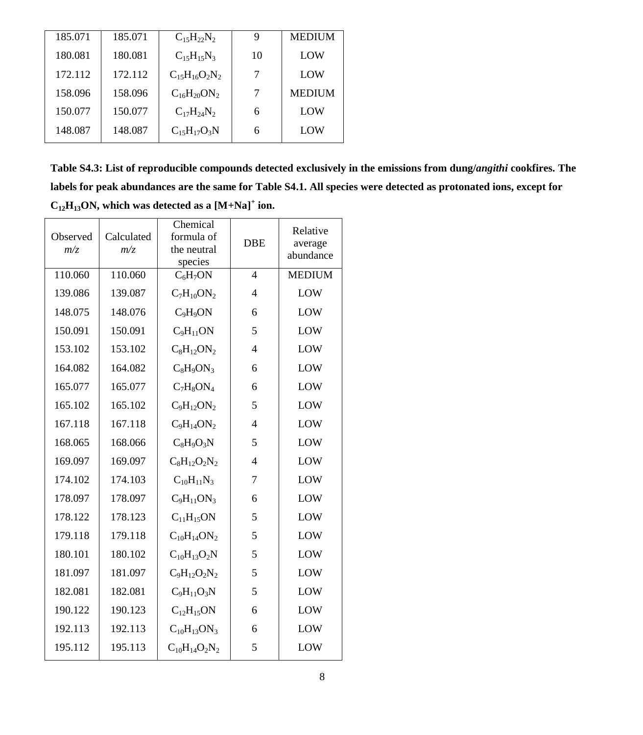| 185.071 | 185.071 | $C_{15}H_{22}N_2$ | 9 | MEDIUM |
|---|---|---|---|---|
| 180.081 | 180.081 | $C_{15}H_{15}N_3$ | 10 | LOW |
| 172.112 | 172.112 | $C_{15}H_{16}O_2N_2$ | 7 | LOW |
| 158.096 | 158.096 | $C_{16}H_{20}ON_2$ | 7 | MEDIUM |
| 150.077 | 150.077 | $C_{17}H_{24}N_2$ | 6 | LOW |
| 148.087 | 148.087 | $C_{15}H_{17}O_3N$ | 6 | LOW |

**Table S4.3: List of reproducible compounds detected exclusively in the emissions from dung/*angithi* cookfires. The labels for peak abundances are the same for Table S4.1. All species were detected as protonated ions, except for $C_{12}H_{13}ON$, which was detected as a $[M+Na]^+$ ion.**

| Observed *m/z* | Calculated *m/z* | Chemical formula of the neutral species | DBE | Relative average abundance |
|---|---|---|---|---|
| 110.060 | 110.060 | $C_6H_7ON$ | 4 | MEDIUM |
| 139.086 | 139.087 | $C_7H_{10}ON_2$ | 4 | LOW |
| 148.075 | 148.076 | $C_9H_9ON$ | 6 | LOW |
| 150.091 | 150.091 | $C_9H_{11}ON$ | 5 | LOW |
| 153.102 | 153.102 | $C_8H_{12}ON_2$ | 4 | LOW |
| 164.082 | 164.082 | $C_8H_9ON_3$ | 6 | LOW |
| 165.077 | 165.077 | $C_7H_8ON_4$ | 6 | LOW |
| 165.102 | 165.102 | $C_9H_{12}ON_2$ | 5 | LOW |
| 167.118 | 167.118 | $C_9H_{14}ON_2$ | 4 | LOW |
| 168.065 | 168.066 | $C_8H_9O_3N$ | 5 | LOW |
| 169.097 | 169.097 | $C_8H_{12}O_2N_2$ | 4 | LOW |
| 174.102 | 174.103 | $C_{10}H_{11}N_3$ | 7 | LOW |
| 178.097 | 178.097 | $C_9H_{11}ON_3$ | 6 | LOW |
| 178.122 | 178.123 | $C_{11}H_{15}ON$ | 5 | LOW |
| 179.118 | 179.118 | $C_{10}H_{14}ON_2$ | 5 | LOW |
| 180.101 | 180.102 | $C_{10}H_{13}O_2N$ | 5 | LOW |
| 181.097 | 181.097 | $C_9H_{12}O_2N_2$ | 5 | LOW |
| 182.081 | 182.081 | $C_9H_{11}O_3N$ | 5 | LOW |
| 190.122 | 190.123 | $C_{12}H_{15}ON$ | 6 | LOW |
| 192.113 | 192.113 | $C_{10}H_{13}ON_3$ | 6 | LOW |
| 195.112 | 195.113 | $C_{10}H_{14}O_2N_2$ | 5 | LOW |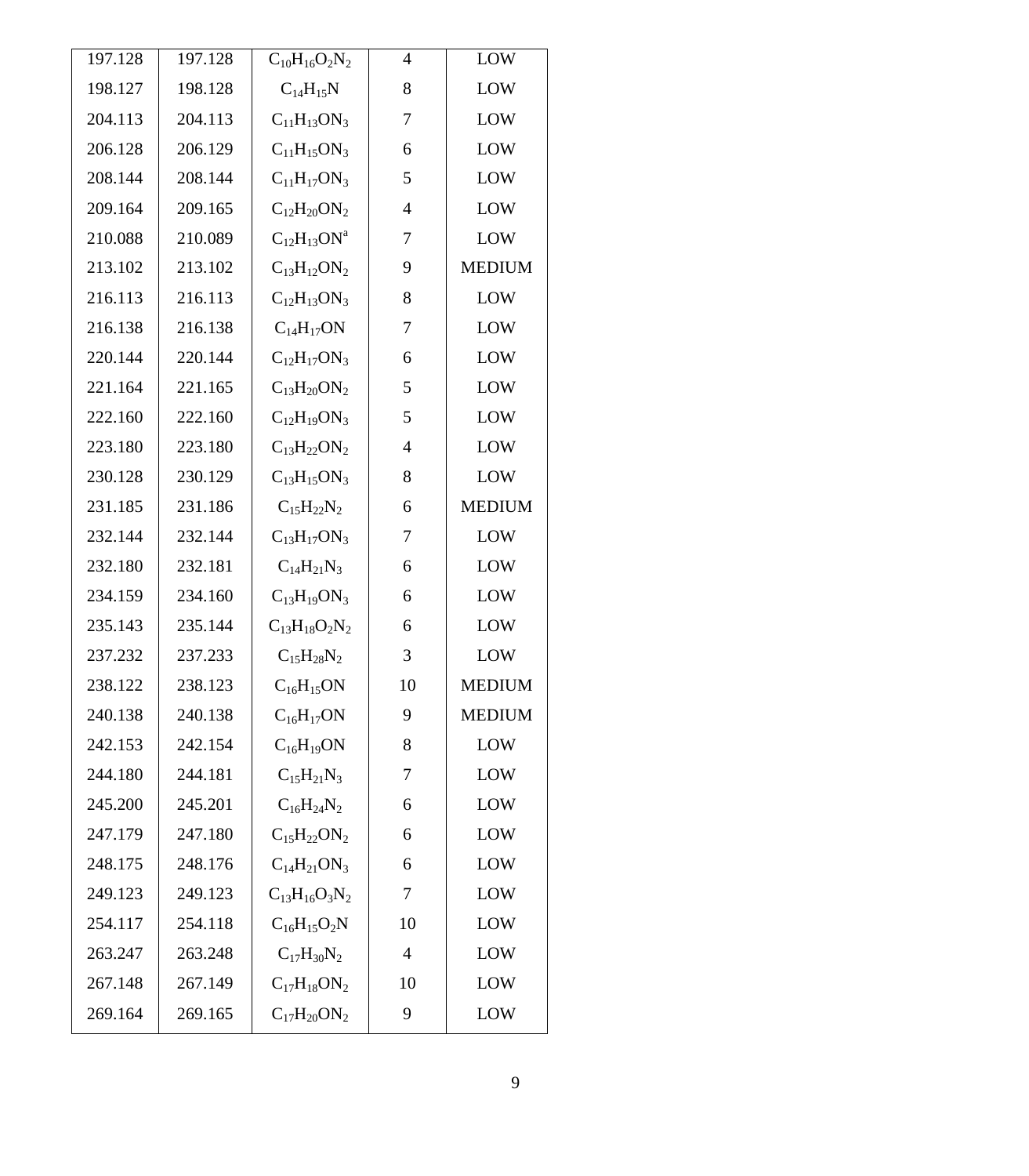| | | | | |
|---|---|---|---|---|
| 197.128 | 197.128 | $C_{10}H_{16}O_2N_2$ | 4 | LOW |
| 198.127 | 198.128 | $C_{14}H_{15}N$ | 8 | LOW |
| 204.113 | 204.113 | $C_{11}H_{13}ON_3$ | 7 | LOW |
| 206.128 | 206.129 | $C_{11}H_{15}ON_3$ | 6 | LOW |
| 208.144 | 208.144 | $C_{11}H_{17}ON_3$ | 5 | LOW |
| 209.164 | 209.165 | $C_{12}H_{20}ON_2$ | 4 | LOW |
| 210.088 | 210.089 | $C_{12}H_{13}ON$[a] | 7 | LOW |
| 213.102 | 213.102 | $C_{13}H_{12}ON_2$ | 9 | MEDIUM |
| 216.113 | 216.113 | $C_{12}H_{13}ON_3$ | 8 | LOW |
| 216.138 | 216.138 | $C_{14}H_{17}ON$ | 7 | LOW |
| 220.144 | 220.144 | $C_{12}H_{17}ON_3$ | 6 | LOW |
| 221.164 | 221.165 | $C_{13}H_{20}ON_2$ | 5 | LOW |
| 222.160 | 222.160 | $C_{12}H_{19}ON_3$ | 5 | LOW |
| 223.180 | 223.180 | $C_{13}H_{22}ON_2$ | 4 | LOW |
| 230.128 | 230.129 | $C_{13}H_{15}ON_3$ | 8 | LOW |
| 231.185 | 231.186 | $C_{15}H_{22}N_2$ | 6 | MEDIUM |
| 232.144 | 232.144 | $C_{13}H_{17}ON_3$ | 7 | LOW |
| 232.180 | 232.181 | $C_{14}H_{21}N_3$ | 6 | LOW |
| 234.159 | 234.160 | $C_{13}H_{19}ON_3$ | 6 | LOW |
| 235.143 | 235.144 | $C_{13}H_{18}O_2N_2$ | 6 | LOW |
| 237.232 | 237.233 | $C_{15}H_{28}N_2$ | 3 | LOW |
| 238.122 | 238.123 | $C_{16}H_{15}ON$ | 10 | MEDIUM |
| 240.138 | 240.138 | $C_{16}H_{17}ON$ | 9 | MEDIUM |
| 242.153 | 242.154 | $C_{16}H_{19}ON$ | 8 | LOW |
| 244.180 | 244.181 | $C_{15}H_{21}N_3$ | 7 | LOW |
| 245.200 | 245.201 | $C_{16}H_{24}N_2$ | 6 | LOW |
| 247.179 | 247.180 | $C_{15}H_{22}ON_2$ | 6 | LOW |
| 248.175 | 248.176 | $C_{14}H_{21}ON_3$ | 6 | LOW |
| 249.123 | 249.123 | $C_{13}H_{16}O_3N_2$ | 7 | LOW |
| 254.117 | 254.118 | $C_{16}H_{15}O_2N$ | 10 | LOW |
| 263.247 | 263.248 | $C_{17}H_{30}N_2$ | 4 | LOW |
| 267.148 | 267.149 | $C_{17}H_{18}ON_2$ | 10 | LOW |
| 269.164 | 269.165 | $C_{17}H_{20}ON_2$ | 9 | LOW |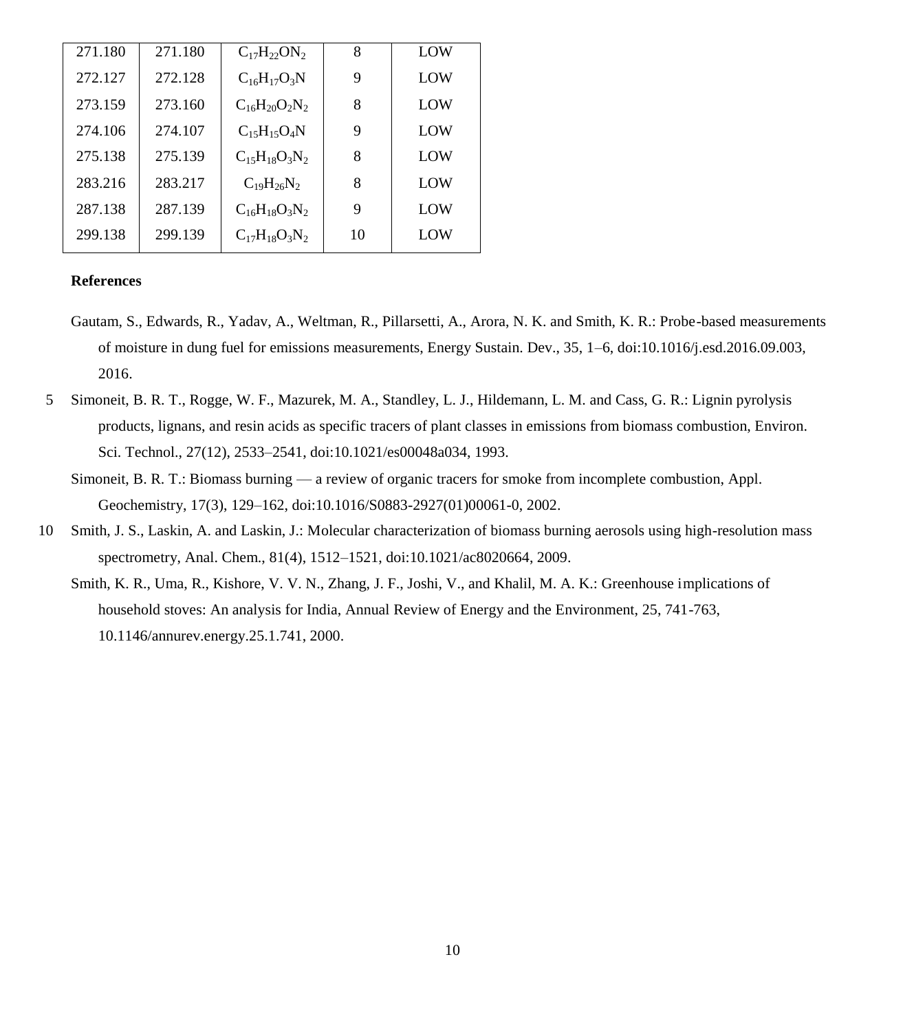| | | | | |
|---|---|---|---|---|
| 271.180 | 271.180 | $C_{17}H_{22}ON_2$ | 8 | LOW |
| 272.127 | 272.128 | $C_{16}H_{17}O_3N$ | 9 | LOW |
| 273.159 | 273.160 | $C_{16}H_{20}O_2N_2$ | 8 | LOW |
| 274.106 | 274.107 | $C_{15}H_{15}O_4N$ | 9 | LOW |
| 275.138 | 275.139 | $C_{15}H_{18}O_3N_2$ | 8 | LOW |
| 283.216 | 283.217 | $C_{19}H_{26}N_2$ | 8 | LOW |
| 287.138 | 287.139 | $C_{16}H_{18}O_3N_2$ | 9 | LOW |
| 299.138 | 299.139 | $C_{17}H_{18}O_3N_2$ | 10 | LOW |

**References**

Gautam, S., Edwards, R., Yadav, A., Weltman, R., Pillarsetti, A., Arora, N. K. and Smith, K. R.: Probe-based measurements of moisture in dung fuel for emissions measurements, Energy Sustain. Dev., 35, 1–6, doi:10.1016/j.esd.2016.09.003, 2016.

Simoneit, B. R. T., Rogge, W. F., Mazurek, M. A., Standley, L. J., Hildemann, L. M. and Cass, G. R.: Lignin pyrolysis products, lignans, and resin acids as specific tracers of plant classes in emissions from biomass combustion, Environ. Sci. Technol., 27(12), 2533–2541, doi:10.1021/es00048a034, 1993.

Simoneit, B. R. T.: Biomass burning — a review of organic tracers for smoke from incomplete combustion, Appl. Geochemistry, 17(3), 129–162, doi:10.1016/S0883-2927(01)00061-0, 2002.

Smith, J. S., Laskin, A. and Laskin, J.: Molecular characterization of biomass burning aerosols using high-resolution mass spectrometry, Anal. Chem., 81(4), 1512–1521, doi:10.1021/ac8020664, 2009.

Smith, K. R., Uma, R., Kishore, V. V. N., Zhang, J. F., Joshi, V., and Khalil, M. A. K.: Greenhouse implications of household stoves: An analysis for India, Annual Review of Energy and the Environment, 25, 741-763, 10.1146/annurev.energy.25.1.741, 2000.